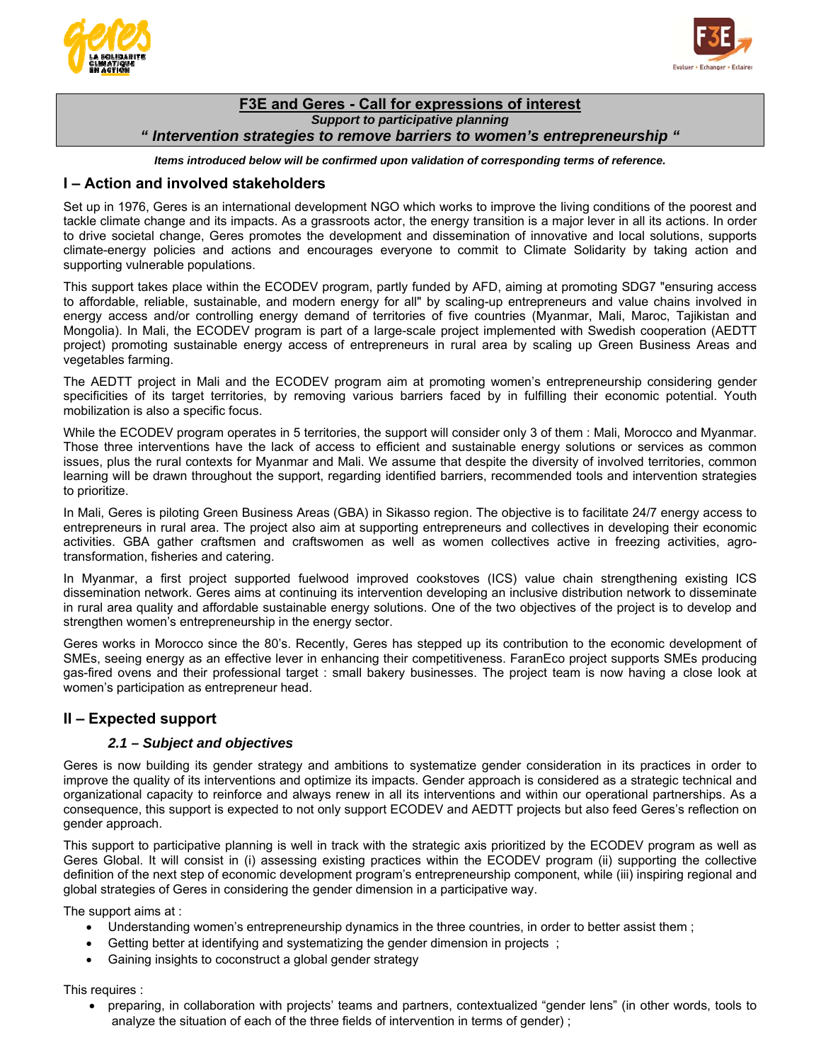# F3E and Geres - Call for expressions of interest

***Support to participative planning***

***" Intervention strategies to remove barriers to women's entrepreneurship "***

***Items introduced below will be confirmed upon validation of corresponding terms of reference.***

## I – Action and involved stakeholders

Set up in 1976, Geres is an international development NGO which works to improve the living conditions of the poorest and tackle climate change and its impacts. As a grassroots actor, the energy transition is a major lever in all its actions. In order to drive societal change, Geres promotes the development and dissemination of innovative and local solutions, supports climate-energy policies and actions and encourages everyone to commit to Climate Solidarity by taking action and supporting vulnerable populations.

This support takes place within the ECODEV program, partly funded by AFD, aiming at promoting SDG7 "ensuring access to affordable, reliable, sustainable, and modern energy for all" by scaling-up entrepreneurs and value chains involved in energy access and/or controlling energy demand of territories of five countries (Myanmar, Mali, Maroc, Tajikistan and Mongolia). In Mali, the ECODEV program is part of a large-scale project implemented with Swedish cooperation (AEDTT project) promoting sustainable energy access of entrepreneurs in rural area by scaling up Green Business Areas and vegetables farming.

The AEDTT project in Mali and the ECODEV program aim at promoting women's entrepreneurship considering gender specificities of its target territories, by removing various barriers faced by in fulfilling their economic potential. Youth mobilization is also a specific focus.

While the ECODEV program operates in 5 territories, the support will consider only 3 of them : Mali, Morocco and Myanmar. Those three interventions have the lack of access to efficient and sustainable energy solutions or services as common issues, plus the rural contexts for Myanmar and Mali. We assume that despite the diversity of involved territories, common learning will be drawn throughout the support, regarding identified barriers, recommended tools and intervention strategies to prioritize.

In Mali, Geres is piloting Green Business Areas (GBA) in Sikasso region. The objective is to facilitate 24/7 energy access to entrepreneurs in rural area. The project also aim at supporting entrepreneurs and collectives in developing their economic activities. GBA gather craftsmen and craftswomen as well as women collectives active in freezing activities, agro-transformation, fisheries and catering.

In Myanmar, a first project supported fuelwood improved cookstoves (ICS) value chain strengthening existing ICS dissemination network. Geres aims at continuing its intervention developing an inclusive distribution network to disseminate in rural area quality and affordable sustainable energy solutions. One of the two objectives of the project is to develop and strengthen women's entrepreneurship in the energy sector.

Geres works in Morocco since the 80's. Recently, Geres has stepped up its contribution to the economic development of SMEs, seeing energy as an effective lever in enhancing their competitiveness. FaranEco project supports SMEs producing gas-fired ovens and their professional target : small bakery businesses. The project team is now having a close look at women's participation as entrepreneur head.

## II – Expected support

### *2.1 – Subject and objectives*

Geres is now building its gender strategy and ambitions to systematize gender consideration in its practices in order to improve the quality of its interventions and optimize its impacts. Gender approach is considered as a strategic technical and organizational capacity to reinforce and always renew in all its interventions and within our operational partnerships. As a consequence, this support is expected to not only support ECODEV and AEDTT projects but also feed Geres's reflection on gender approach.

This support to participative planning is well in track with the strategic axis prioritized by the ECODEV program as well as Geres Global. It will consist in (i) assessing existing practices within the ECODEV program (ii) supporting the collective definition of the next step of economic development program's entrepreneurship component, while (iii) inspiring regional and global strategies of Geres in considering the gender dimension in a participative way.

The support aims at :

- Understanding women's entrepreneurship dynamics in the three countries, in order to better assist them ;
- Getting better at identifying and systematizing the gender dimension in projects ;
- Gaining insights to coconstruct a global gender strategy

This requires :

- preparing, in collaboration with projects' teams and partners, contextualized "gender lens" (in other words, tools to analyze the situation of each of the three fields of intervention in terms of gender) ;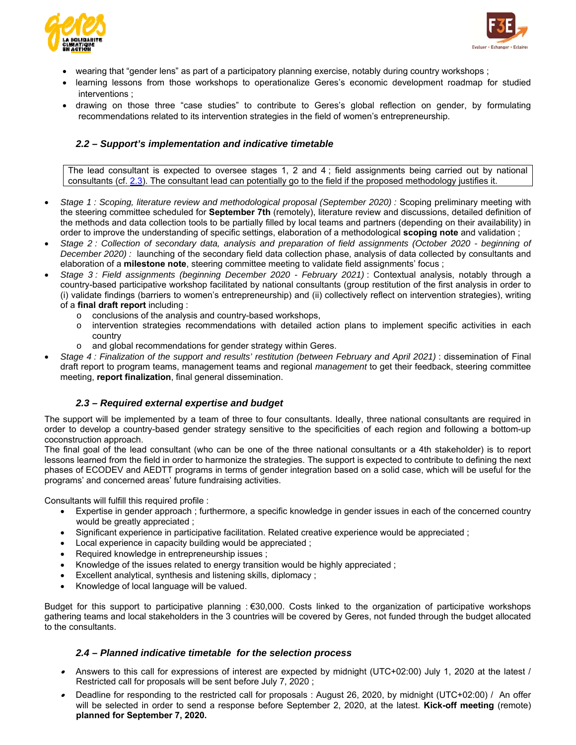- wearing that "gender lens" as part of a participatory planning exercise, notably during country workshops ;
- learning lessons from those workshops to operationalize Geres's economic development roadmap for studied interventions ;
- drawing on those three "case studies" to contribute to Geres's global reflection on gender, by formulating recommendations related to its intervention strategies in the field of women's entrepreneurship.

### *2.2 – Support's implementation and indicative timetable*

The lead consultant is expected to oversee stages 1, 2 and 4 ; field assignments being carried out by national consultants (cf. 2.3). The consultant lead can potentially go to the field if the proposed methodology justifies it.

- *Stage 1 : Scoping, literature review and methodological proposal (September 2020) :* Scoping preliminary meeting with the steering committee scheduled for **September 7th** (remotely), literature review and discussions, detailed definition of the methods and data collection tools to be partially filled by local teams and partners (depending on their availability) in order to improve the understanding of specific settings, elaboration of a methodological **scoping note** and validation ;
- *Stage 2 : Collection of secondary data, analysis and preparation of field assignments (October 2020 - beginning of December 2020) :* launching of the secondary field data collection phase, analysis of data collected by consultants and elaboration of a **milestone note**, steering committee meeting to validate field assignments' focus ;
- *Stage 3 : Field assignments (beginning December 2020 - February 2021)* : Contextual analysis, notably through a country-based participative workshop facilitated by national consultants (group restitution of the first analysis in order to (i) validate findings (barriers to women's entrepreneurship) and (ii) collectively reflect on intervention strategies), writing of a **final draft report** including :
  - conclusions of the analysis and country-based workshops,
  - intervention strategies recommendations with detailed action plans to implement specific activities in each country
  - and global recommendations for gender strategy within Geres.
- *Stage 4 : Finalization of the support and results' restitution (between February and April 2021)* : dissemination of Final draft report to program teams, management teams and regional *management* to get their feedback, steering committee meeting, **report finalization**, final general dissemination.

### *2.3 – Required external expertise and budget*

The support will be implemented by a team of three to four consultants. Ideally, three national consultants are required in order to develop a country-based gender strategy sensitive to the specificities of each region and following a bottom-up coconstruction approach.
The final goal of the lead consultant (who can be one of the three national consultants or a 4th stakeholder) is to report lessons learned from the field in order to harmonize the strategies. The support is expected to contribute to defining the next phases of ECODEV and AEDTT programs in terms of gender integration based on a solid case, which will be useful for the programs' and concerned areas' future fundraising activities.

Consultants will fulfill this required profile :

- Expertise in gender approach ; furthermore, a specific knowledge in gender issues in each of the concerned country would be greatly appreciated ;
- Significant experience in participative facilitation. Related creative experience would be appreciated ;
- Local experience in capacity building would be appreciated ;
- Required knowledge in entrepreneurship issues ;
- Knowledge of the issues related to energy transition would be highly appreciated ;
- Excellent analytical, synthesis and listening skills, diplomacy ;
- Knowledge of local language will be valued.

Budget for this support to participative planning : €30,000. Costs linked to the organization of participative workshops gathering teams and local stakeholders in the 3 countries will be covered by Geres, not funded through the budget allocated to the consultants.

### *2.4 – Planned indicative timetable for the selection process*

- Answers to this call for expressions of interest are expected by midnight (UTC+02:00) July 1, 2020 at the latest / Restricted call for proposals will be sent before July 7, 2020 ;
- Deadline for responding to the restricted call for proposals : August 26, 2020, by midnight (UTC+02:00) / An offer will be selected in order to send a response before September 2, 2020, at the latest. **Kick-off meeting** (remote) **planned for September 7, 2020.**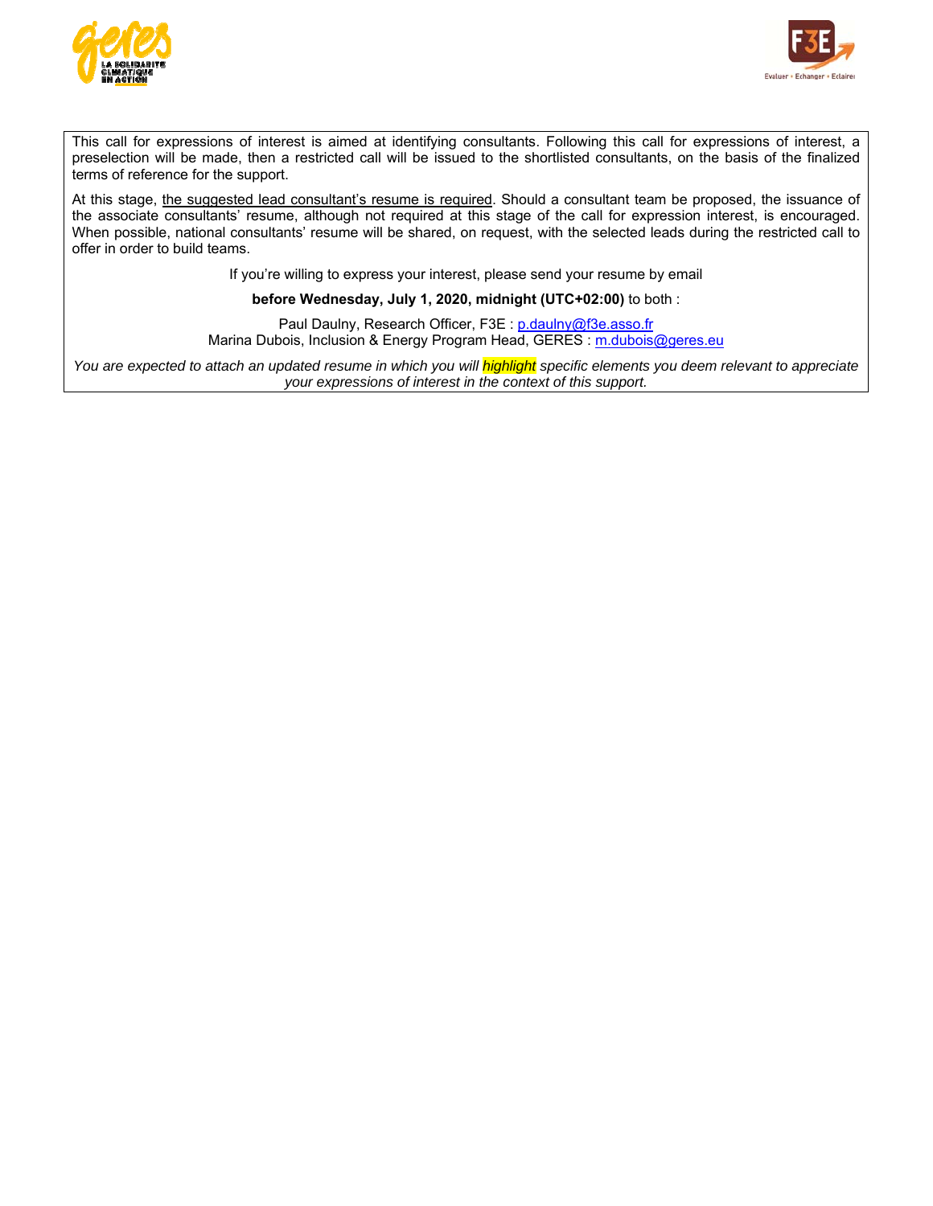This call for expressions of interest is aimed at identifying consultants. Following this call for expressions of interest, a preselection will be made, then a restricted call will be issued to the shortlisted consultants, on the basis of the finalized terms of reference for the support.

At this stage, the suggested lead consultant's resume is required. Should a consultant team be proposed, the issuance of the associate consultants' resume, although not required at this stage of the call for expression interest, is encouraged. When possible, national consultants' resume will be shared, on request, with the selected leads during the restricted call to offer in order to build teams.

If you're willing to express your interest, please send your resume by email

**before Wednesday, July 1, 2020, midnight (UTC+02:00)** to both :

Paul Daulny, Research Officer, F3E : p.daulny@f3e.asso.fr
Marina Dubois, Inclusion & Energy Program Head, GERES : m.dubois@geres.eu

*You are expected to attach an updated resume in which you will highlight specific elements you deem relevant to appreciate your expressions of interest in the context of this support.*